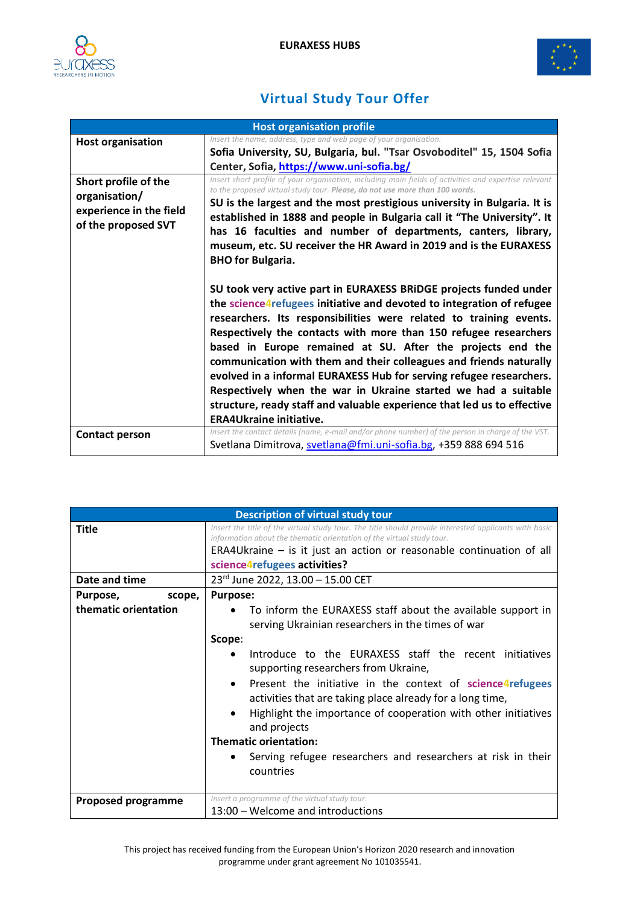EURAXESS HUBS

# Virtual Study Tour Offer

| Host organisation profile | |
|---|---|
| **Host organisation** | *Insert the name, address, type and web page of your organisation.* **Sofia University, SU, Bulgaria, bul. "Tsar Osvoboditel" 15, 1504 Sofia Center, Sofia, https://www.uni-sofia.bg/** |
| **Short profile of the organisation/ experience in the field of the proposed SVT** | *Insert short profile of your organisation, including main fields of activities and expertise relevant to the proposed virtual study tour. **Please, do not use more than 100 words.*** **SU is the largest and the most prestigious university in Bulgaria. It is established in 1888 and people in Bulgaria call it "The University". It has 16 faculties and number of departments, canters, library, museum, etc. SU receiver the HR Award in 2019 and is the EURAXESS BHO for Bulgaria.** <br><br> **SU took very active part in EURAXESS BRiDGE projects funded under the science4refugees initiative and devoted to integration of refugee researchers. Its responsibilities were related to training events. Respectively the contacts with more than 150 refugee researchers based in Europe remained at SU. After the projects end the communication with them and their colleagues and friends naturally evolved in a informal EURAXESS Hub for serving refugee researchers. Respectively when the war in Ukraine started we had a suitable structure, ready staff and valuable experience that led us to effective ERA4Ukraine initiative.** |
| **Contact person** | *Insert the contact details (name, e-mail and/or phone number) of the person in charge of the VST.* Svetlana Dimitrova, svetlana@fmi.uni-sofia.bg, +359 888 694 516 |

| Description of virtual study tour | |
|---|---|
| **Title** | *Insert the title of the virtual study tour. The title should provide interested applicants with basic information about the thematic orientation of the virtual study tour.* ERA4Ukraine – is it just an action or reasonable continuation of all **science4refugees activities?** |
| **Date and time** | 23rd June 2022, 13.00 – 15.00 CET |
| **Purpose, scope, thematic orientation** | **Purpose:** <br>• To inform the EURAXESS staff about the available support in serving Ukrainian researchers in the times of war <br>**Scope**: <br>• Introduce to the EURAXESS staff the recent initiatives supporting researchers from Ukraine, <br>• Present the initiative in the context of **science4refugees** activities that are taking place already for a long time, <br>• Highlight the importance of cooperation with other initiatives and projects <br>**Thematic orientation:** <br>• Serving refugee researchers and researchers at risk in their countries |
| **Proposed programme** | *Insert a programme of the virtual study tour.* <br>13:00 – Welcome and introductions |

This project has received funding from the European Union's Horizon 2020 research and innovation programme under grant agreement No 101035541.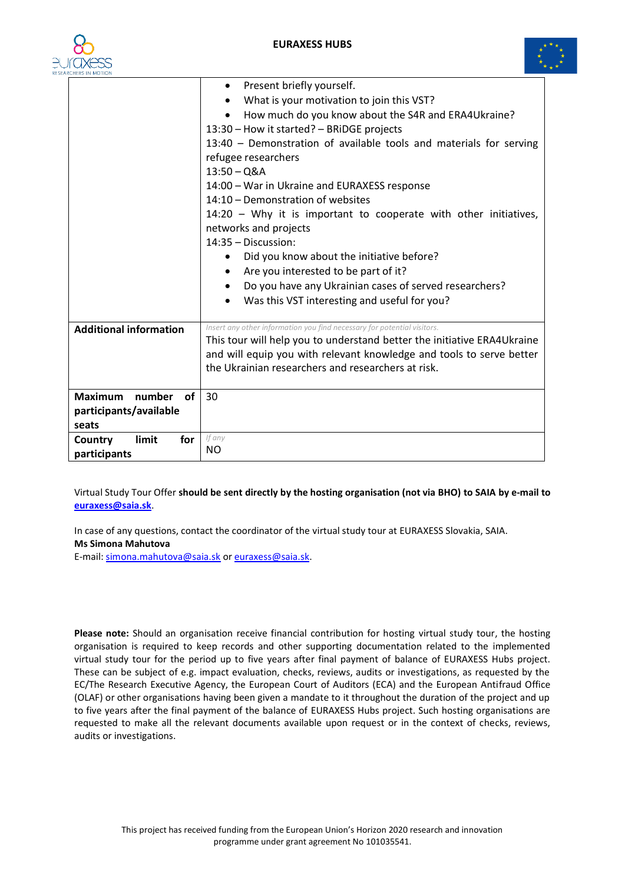| | |
|---|---|
| | • Present briefly yourself.<br>• What is your motivation to join this VST?<br>• How much do you know about the S4R and ERA4Ukraine?<br>13:30 – How it started? – BRiDGE projects<br>13:40 – Demonstration of available tools and materials for serving refugee researchers<br>13:50 – Q&A<br>14:00 – War in Ukraine and EURAXESS response<br>14:10 – Demonstration of websites<br>14:20 – Why it is important to cooperate with other initiatives, networks and projects<br>14:35 – Discussion:<br>• Did you know about the initiative before?<br>• Are you interested to be part of it?<br>• Do you have any Ukrainian cases of served researchers?<br>• Was this VST interesting and useful for you? |
| **Additional information** | *Insert any other information you find necessary for potential visitors.*<br>This tour will help you to understand better the initiative ERA4Ukraine and will equip you with relevant knowledge and tools to serve better the Ukrainian researchers and researchers at risk. |
| **Maximum number of participants/available seats** | 30 |
| **Country limit for participants** | *If any*<br>NO |

Virtual Study Tour Offer **should be sent directly by the hosting organisation (not via BHO) to SAIA by e-mail to euraxess@saia.sk**.

In case of any questions, contact the coordinator of the virtual study tour at EURAXESS Slovakia, SAIA.
**Ms Simona Mahutova**
E-mail: simona.mahutova@saia.sk or euraxess@saia.sk.

**Please note:** Should an organisation receive financial contribution for hosting virtual study tour, the hosting organisation is required to keep records and other supporting documentation related to the implemented virtual study tour for the period up to five years after final payment of balance of EURAXESS Hubs project. These can be subject of e.g. impact evaluation, checks, reviews, audits or investigations, as requested by the EC/The Research Executive Agency, the European Court of Auditors (ECA) and the European Antifraud Office (OLAF) or other organisations having been given a mandate to it throughout the duration of the project and up to five years after the final payment of the balance of EURAXESS Hubs project. Such hosting organisations are requested to make all the relevant documents available upon request or in the context of checks, reviews, audits or investigations.

This project has received funding from the European Union's Horizon 2020 research and innovation programme under grant agreement No 101035541.